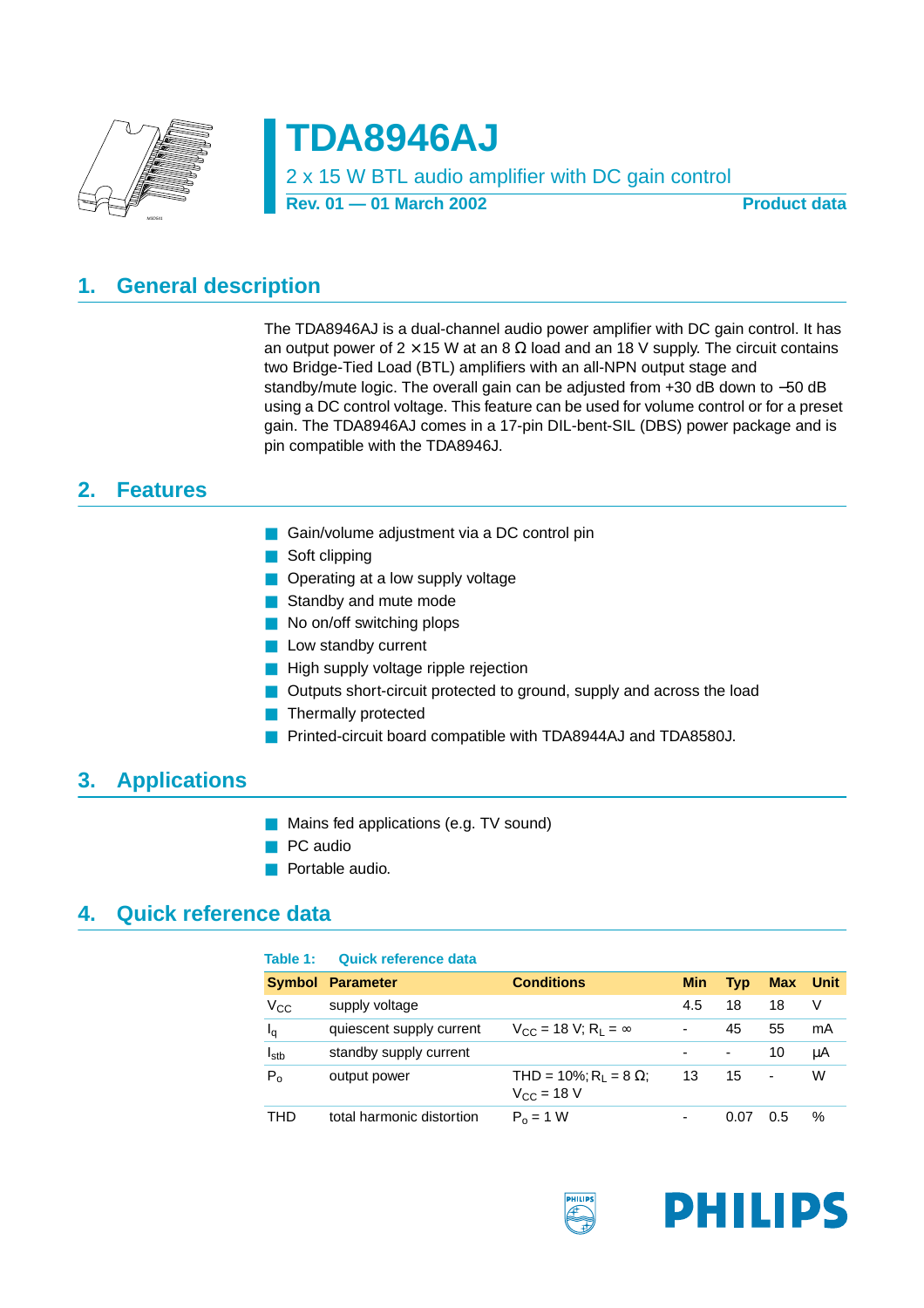# TDA8946AJ

2 x 15 W BTL audio amplifier with DC gain control

**Rev. 01 — 01 March 2002** **Product data**

## 1. General description

The TDA8946AJ is a dual-channel audio power amplifier with DC gain control. It has an output power of 2 × 15 W at an 8 Ω load and an 18 V supply. The circuit contains two Bridge-Tied Load (BTL) amplifiers with an all-NPN output stage and standby/mute logic. The overall gain can be adjusted from +30 dB down to −50 dB using a DC control voltage. This feature can be used for volume control or for a preset gain. The TDA8946AJ comes in a 17-pin DIL-bent-SIL (DBS) power package and is pin compatible with the TDA8946J.

## 2. Features

- Gain/volume adjustment via a DC control pin
- Soft clipping
- Operating at a low supply voltage
- Standby and mute mode
- No on/off switching plops
- Low standby current
- High supply voltage ripple rejection
- Outputs short-circuit protected to ground, supply and across the load
- Thermally protected
- Printed-circuit board compatible with TDA8944AJ and TDA8580J.

## 3. Applications

- Mains fed applications (e.g. TV sound)
- PC audio
- Portable audio.

## 4. Quick reference data

**Table 1: Quick reference data**

| Symbol | Parameter | Conditions | Min | Typ | Max | Unit |
|---|---|---|---|---|---|---|
| $V_{CC}$ | supply voltage | | 4.5 | 18 | 18 | V |
| $I_q$ | quiescent supply current | $V_{CC}$ = 18 V; $R_L$ = ∞ | - | 45 | 55 | mA |
| $I_{stb}$ | standby supply current | | - | - | 10 | μA |
| $P_o$ | output power | THD = 10%; $R_L$ = 8 Ω; $V_{CC}$ = 18 V | 13 | 15 | - | W |
| THD | total harmonic distortion | $P_o$ = 1 W | - | 0.07 | 0.5 | % |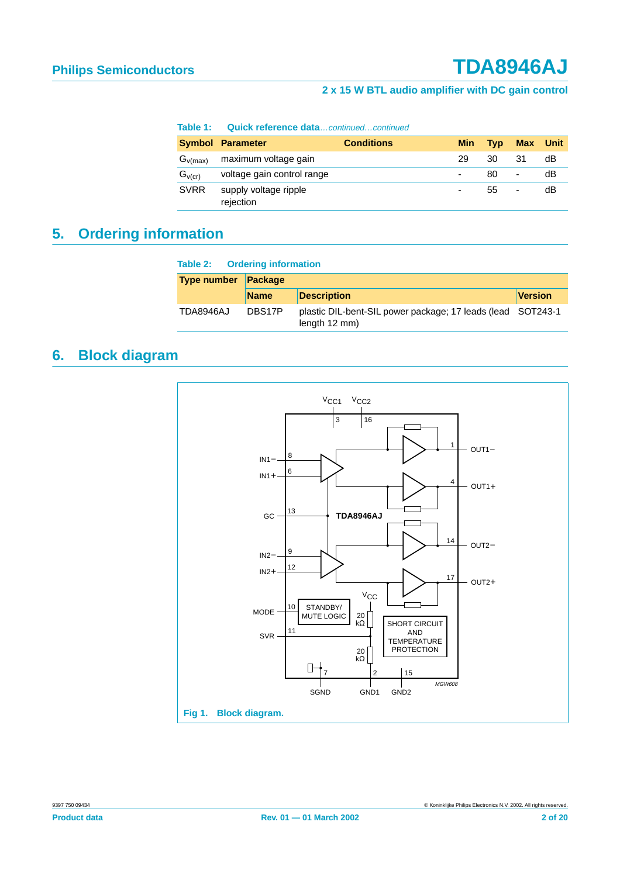**Table 1: Quick reference data** *...continued...continued*

| Symbol | Parameter | Conditions | Min | Typ | Max | Unit |
|---|---|---|---|---|---|---|
| $G_{v(max)}$ | maximum voltage gain | | 29 | 30 | 31 | dB |
| $G_{v(cr)}$ | voltage gain control range | | - | 80 | - | dB |
| SVRR | supply voltage ripple rejection | | - | 55 | - | dB |

## 5. Ordering information

**Table 2: Ordering information**

| Type number | Package | | |
|---|---|---|---|
| | Name | Description | Version |
| TDA8946AJ | DBS17P | plastic DIL-bent-SIL power package; 17 leads (lead length 12 mm) | SOT243-1 |

## 6. Block diagram

**Fig 1. Block diagram.**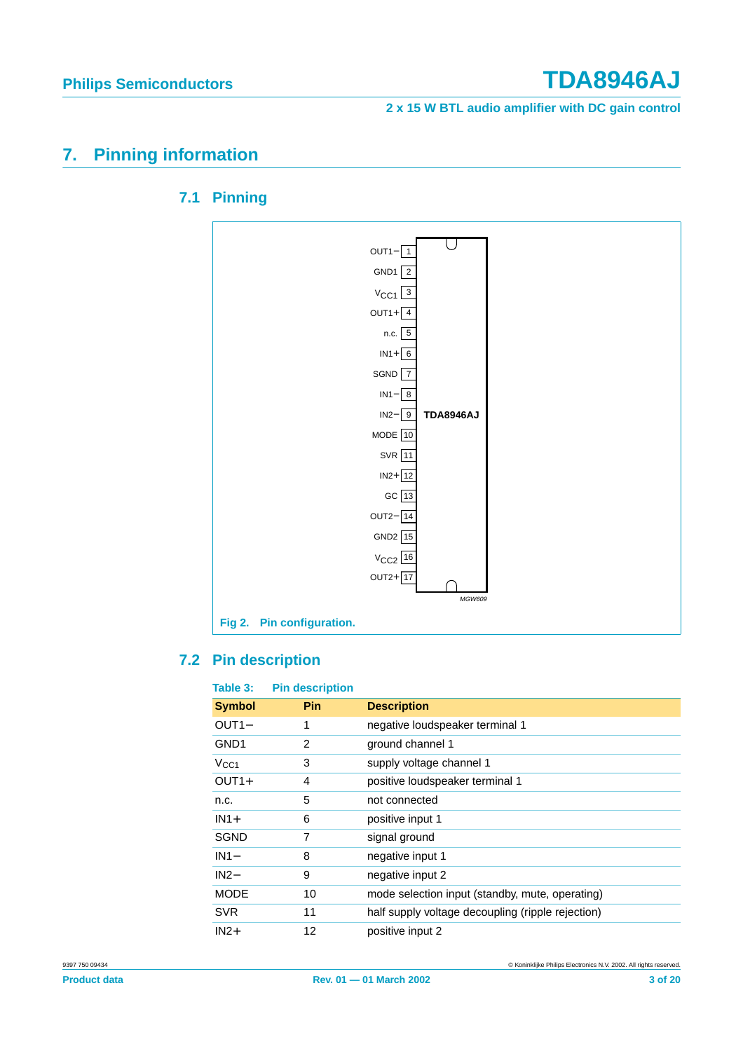## 7. Pinning information

### 7.1 Pinning

| Pin | Symbol |
|---|---|
| 1 | OUT1− |
| 2 | GND1 |
| 3 | $V_{CC1}$ |
| 4 | OUT1+ |
| 5 | n.c. |
| 6 | IN1+ |
| 7 | SGND |
| 8 | IN1− |
| 9 | IN2− |
| 10 | MODE |
| 11 | SVR |
| 12 | IN2+ |
| 13 | GC |
| 14 | OUT2− |
| 15 | GND2 |
| 16 | $V_{CC2}$ |
| 17 | OUT2+ |

TDA8946AJ

MGW609

**Fig 2. Pin configuration.**

### 7.2 Pin description

**Table 3: Pin description**

| Symbol | Pin | Description |
|---|---|---|
| OUT1− | 1 | negative loudspeaker terminal 1 |
| GND1 | 2 | ground channel 1 |
| $V_{CC1}$ | 3 | supply voltage channel 1 |
| OUT1+ | 4 | positive loudspeaker terminal 1 |
| n.c. | 5 | not connected |
| IN1+ | 6 | positive input 1 |
| SGND | 7 | signal ground |
| IN1− | 8 | negative input 1 |
| IN2− | 9 | negative input 2 |
| MODE | 10 | mode selection input (standby, mute, operating) |
| SVR | 11 | half supply voltage decoupling (ripple rejection) |
| IN2+ | 12 | positive input 2 |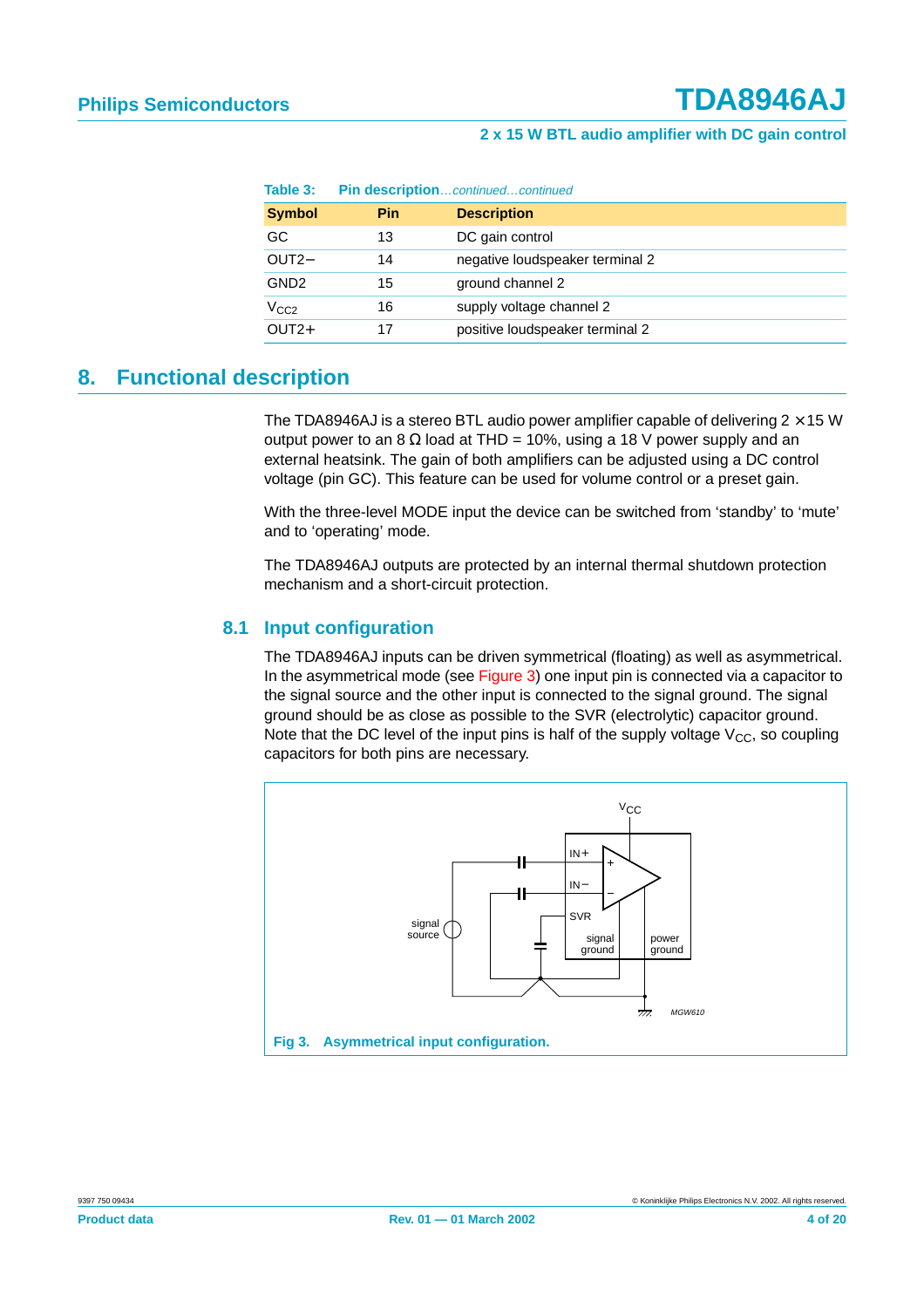**Table 3: Pin description**...*continued*...*continued*

| Symbol | Pin | Description |
|---|---|---|
| GC | 13 | DC gain control |
| OUT2− | 14 | negative loudspeaker terminal 2 |
| GND2 | 15 | ground channel 2 |
| $V_{CC2}$ | 16 | supply voltage channel 2 |
| OUT2+ | 17 | positive loudspeaker terminal 2 |

# 8. Functional description

The TDA8946AJ is a stereo BTL audio power amplifier capable of delivering 2 × 15 W output power to an 8 Ω load at THD = 10%, using a 18 V power supply and an external heatsink. The gain of both amplifiers can be adjusted using a DC control voltage (pin GC). This feature can be used for volume control or a preset gain.

With the three-level MODE input the device can be switched from 'standby' to 'mute' and to 'operating' mode.

The TDA8946AJ outputs are protected by an internal thermal shutdown protection mechanism and a short-circuit protection.

## 8.1 Input configuration

The TDA8946AJ inputs can be driven symmetrical (floating) as well as asymmetrical. In the asymmetrical mode (see Figure 3) one input pin is connected via a capacitor to the signal source and the other input is connected to the signal ground. The signal ground should be as close as possible to the SVR (electrolytic) capacitor ground. Note that the DC level of the input pins is half of the supply voltage $V_{CC}$, so coupling capacitors for both pins are necessary.

**Fig 3. Asymmetrical input configuration.**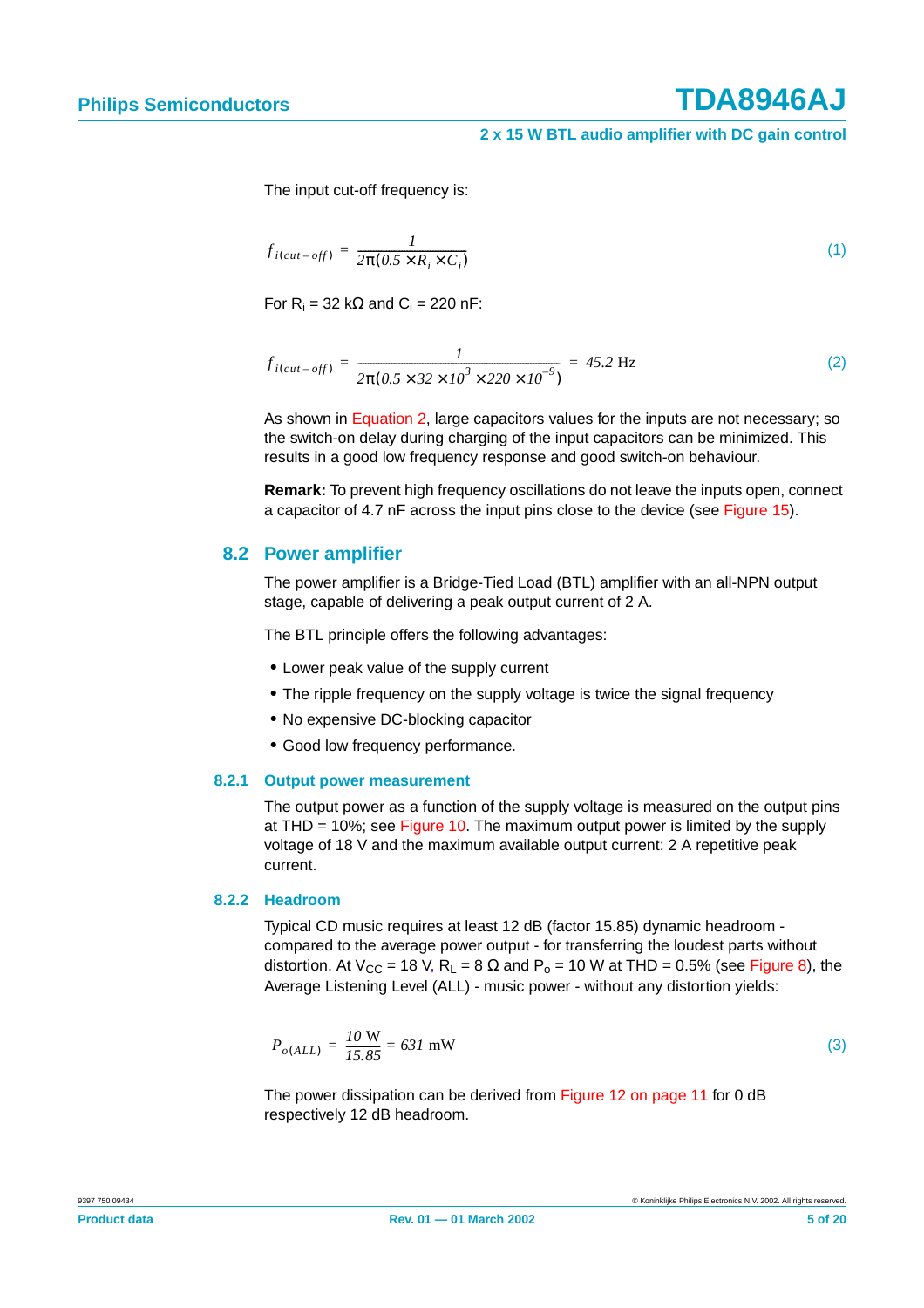The input cut-off frequency is:

$$f_{i(cut-off)} = \frac{1}{2\pi(0.5 \times R_i \times C_i)} \tag{1}$$

For $R_i$ = 32 kΩ and $C_i$ = 220 nF:

$$f_{i(cut-off)} = \frac{1}{2\pi(0.5 \times 32 \times 10^3 \times 220 \times 10^{-9})} = 45.2 \text{ Hz} \tag{2}$$

As shown in Equation 2, large capacitors values for the inputs are not necessary; so the switch-on delay during charging of the input capacitors can be minimized. This results in a good low frequency response and good switch-on behaviour.

**Remark:** To prevent high frequency oscillations do not leave the inputs open, connect a capacitor of 4.7 nF across the input pins close to the device (see Figure 15).

## 8.2 Power amplifier

The power amplifier is a Bridge-Tied Load (BTL) amplifier with an all-NPN output stage, capable of delivering a peak output current of 2 A.

The BTL principle offers the following advantages:

- Lower peak value of the supply current
- The ripple frequency on the supply voltage is twice the signal frequency
- No expensive DC-blocking capacitor
- Good low frequency performance.

### 8.2.1 Output power measurement

The output power as a function of the supply voltage is measured on the output pins at THD = 10%; see Figure 10. The maximum output power is limited by the supply voltage of 18 V and the maximum available output current: 2 A repetitive peak current.

### 8.2.2 Headroom

Typical CD music requires at least 12 dB (factor 15.85) dynamic headroom - compared to the average power output - for transferring the loudest parts without distortion. At $V_{CC}$ = 18 V, $R_L$ = 8 Ω and $P_o$ = 10 W at THD = 0.5% (see Figure 8), the Average Listening Level (ALL) - music power - without any distortion yields:

$$P_{o(ALL)} = \frac{10 \text{ W}}{15.85} = 631 \text{ mW} \tag{3}$$

The power dissipation can be derived from Figure 12 on page 11 for 0 dB respectively 12 dB headroom.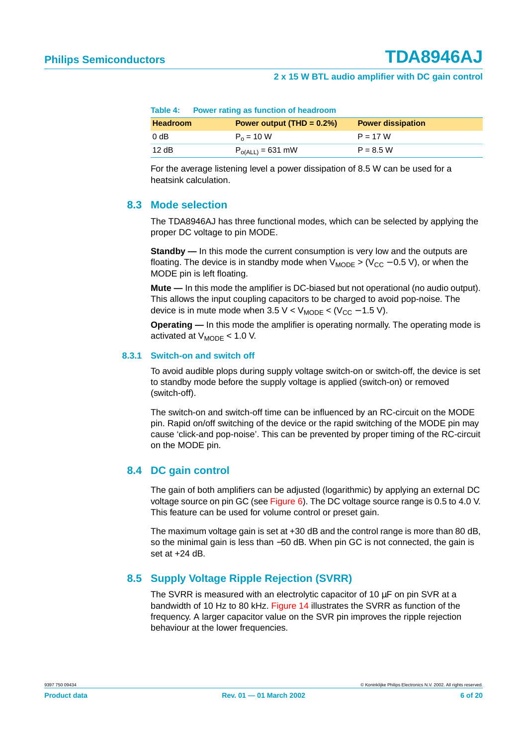**Table 4: Power rating as function of headroom**

| Headroom | Power output (THD = 0.2%) | Power dissipation |
|---|---|---|
| 0 dB | $P_o$ = 10 W | P = 17 W |
| 12 dB | $P_{o(ALL)}$ = 631 mW | P = 8.5 W |

For the average listening level a power dissipation of 8.5 W can be used for a heatsink calculation.

## 8.3 Mode selection

The TDA8946AJ has three functional modes, which can be selected by applying the proper DC voltage to pin MODE.

**Standby —** In this mode the current consumption is very low and the outputs are floating. The device is in standby mode when $V_{MODE} > (V_{CC} - 0.5\ V)$, or when the MODE pin is left floating.

**Mute —** In this mode the amplifier is DC-biased but not operational (no audio output). This allows the input coupling capacitors to be charged to avoid pop-noise. The device is in mute mode when $3.5\ V < V_{MODE} < (V_{CC} - 1.5\ V)$.

**Operating —** In this mode the amplifier is operating normally. The operating mode is activated at $V_{MODE} < 1.0\ V$.

### 8.3.1 Switch-on and switch off

To avoid audible plops during supply voltage switch-on or switch-off, the device is set to standby mode before the supply voltage is applied (switch-on) or removed (switch-off).

The switch-on and switch-off time can be influenced by an RC-circuit on the MODE pin. Rapid on/off switching of the device or the rapid switching of the MODE pin may cause 'click-and pop-noise'. This can be prevented by proper timing of the RC-circuit on the MODE pin.

## 8.4 DC gain control

The gain of both amplifiers can be adjusted (logarithmic) by applying an external DC voltage source on pin GC (see Figure 6). The DC voltage source range is 0.5 to 4.0 V. This feature can be used for volume control or preset gain.

The maximum voltage gain is set at +30 dB and the control range is more than 80 dB, so the minimal gain is less than −50 dB. When pin GC is not connected, the gain is set at +24 dB.

## 8.5 Supply Voltage Ripple Rejection (SVRR)

The SVRR is measured with an electrolytic capacitor of 10 µF on pin SVR at a bandwidth of 10 Hz to 80 kHz. Figure 14 illustrates the SVRR as function of the frequency. A larger capacitor value on the SVR pin improves the ripple rejection behaviour at the lower frequencies.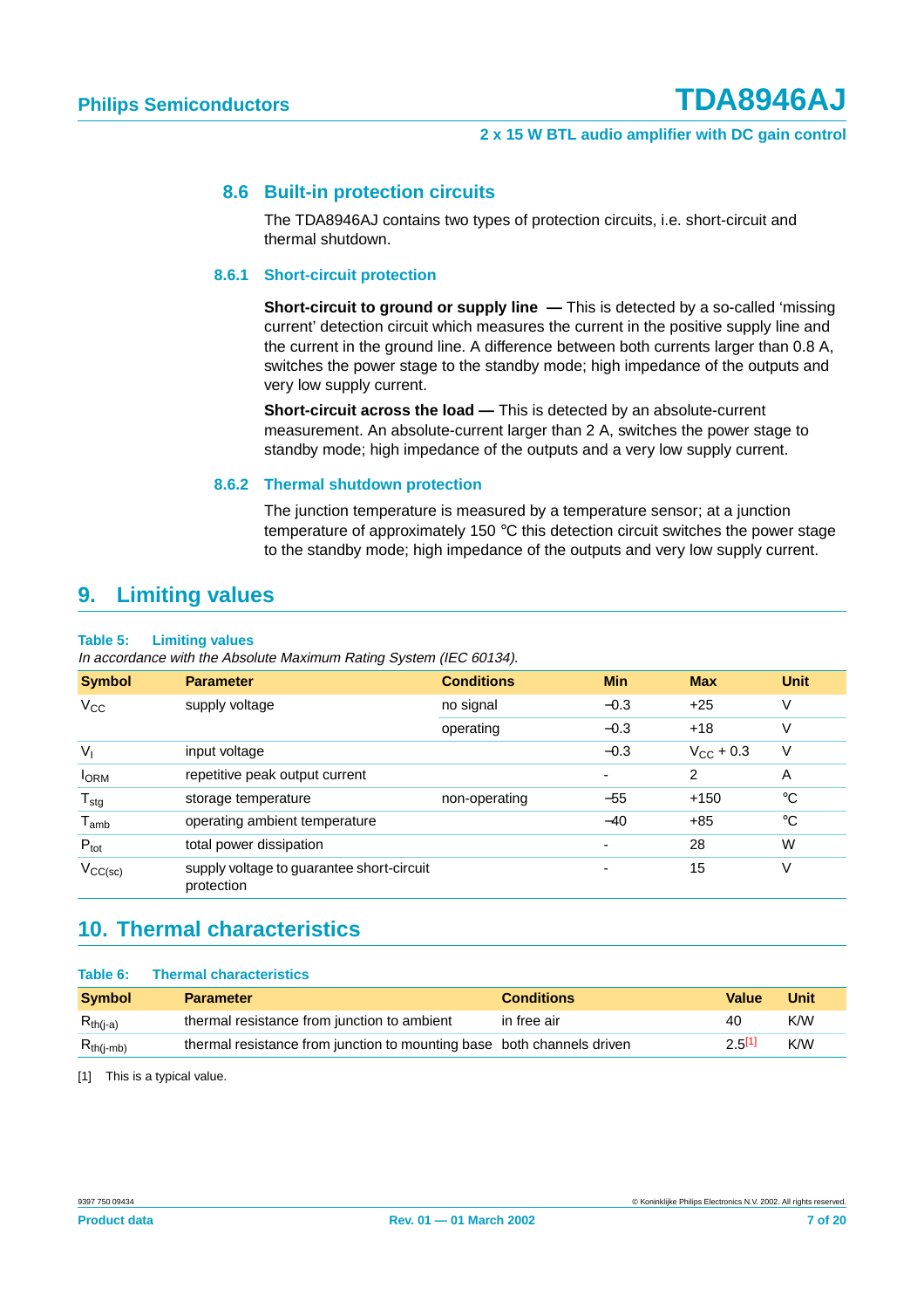### 8.6 Built-in protection circuits

The TDA8946AJ contains two types of protection circuits, i.e. short-circuit and thermal shutdown.

#### 8.6.1 Short-circuit protection

**Short-circuit to ground or supply line —** This is detected by a so-called ‘missing current’ detection circuit which measures the current in the positive supply line and the current in the ground line. A difference between both currents larger than 0.8 A, switches the power stage to the standby mode; high impedance of the outputs and very low supply current.

**Short-circuit across the load —** This is detected by an absolute-current measurement. An absolute-current larger than 2 A, switches the power stage to standby mode; high impedance of the outputs and a very low supply current.

#### 8.6.2 Thermal shutdown protection

The junction temperature is measured by a temperature sensor; at a junction temperature of approximately 150 °C this detection circuit switches the power stage to the standby mode; high impedance of the outputs and very low supply current.

## 9. Limiting values

**Table 5: Limiting values**

*In accordance with the Absolute Maximum Rating System (IEC 60134).*

| Symbol | Parameter | Conditions | Min | Max | Unit |
|---|---|---|---|---|---|
| $V_{CC}$ | supply voltage | no signal | −0.3 | +25 | V |
| | | operating | −0.3 | +18 | V |
| $V_I$ | input voltage | | −0.3 | $V_{CC}$ + 0.3 | V |
| $I_{ORM}$ | repetitive peak output current | | - | 2 | A |
| $T_{stg}$ | storage temperature | non-operating | −55 | +150 | °C |
| $T_{amb}$ | operating ambient temperature | | −40 | +85 | °C |
| $P_{tot}$ | total power dissipation | | - | 28 | W |
| $V_{CC(sc)}$ | supply voltage to guarantee short-circuit protection | | - | 15 | V |

## 10. Thermal characteristics

**Table 6: Thermal characteristics**

| Symbol | Parameter | Conditions | Value | Unit |
|---|---|---|---|---|
| $R_{th(j-a)}$ | thermal resistance from junction to ambient | in free air | 40 | K/W |
| $R_{th(j-mb)}$ | thermal resistance from junction to mounting base | both channels driven | 2.5[1] | K/W |

[1] This is a typical value.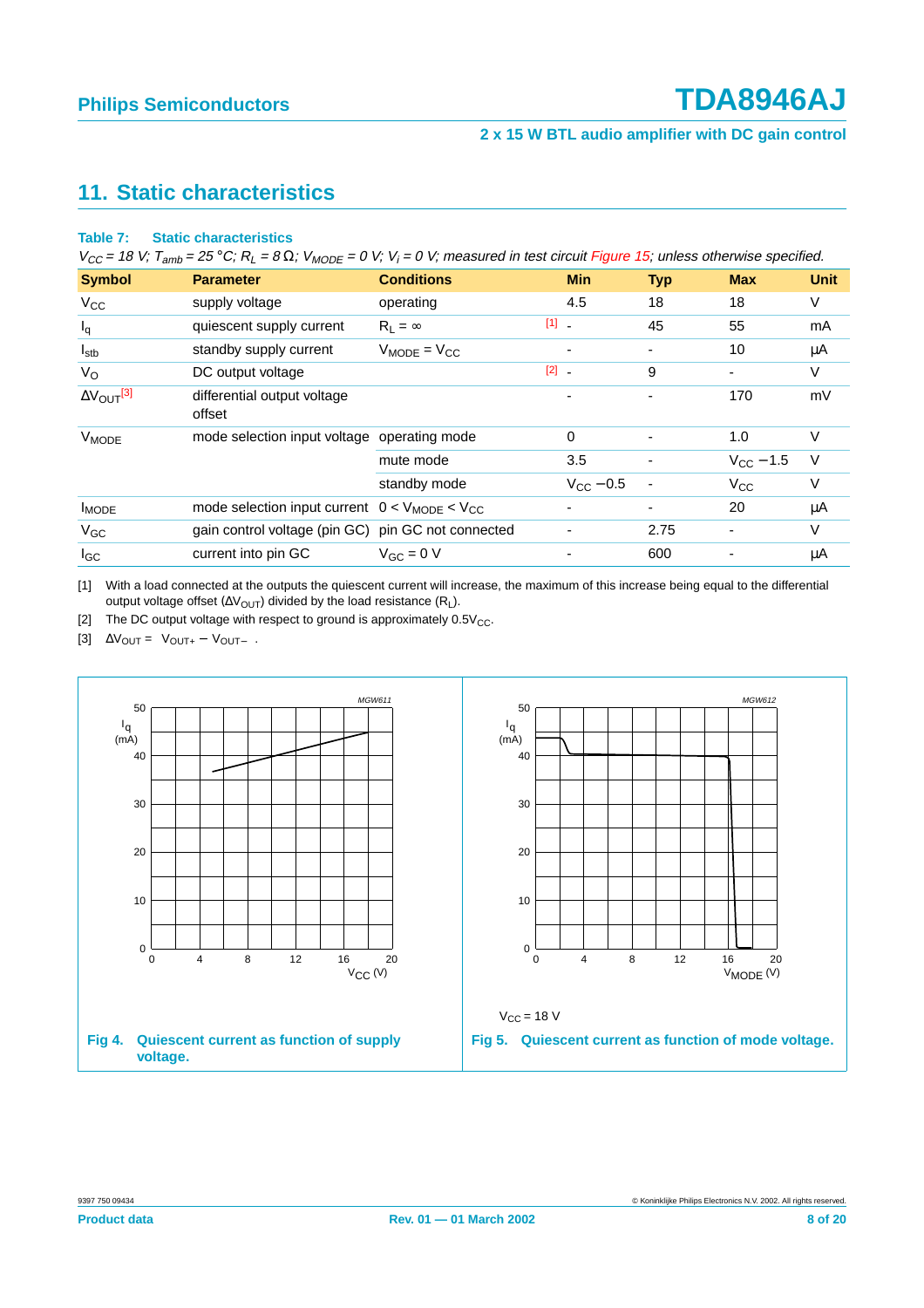## 11. Static characteristics

**Table 7: Static characteristics**

*$V_{CC}$ = 18 V; $T_{amb}$ = 25 °C; $R_L$ = 8 Ω; $V_{MODE}$ = 0 V; $V_i$ = 0 V; measured in test circuit Figure 15; unless otherwise specified.*

| Symbol | Parameter | Conditions | Min | Typ | Max | Unit |
|---|---|---|---|---|---|---|
| $V_{CC}$ | supply voltage | operating | 4.5 | 18 | 18 | V |
| $I_q$ | quiescent supply current | $R_L = \infty$ [1] | - | 45 | 55 | mA |
| $I_{stb}$ | standby supply current | $V_{MODE} = V_{CC}$ | - | - | 10 | μA |
| $V_O$ | DC output voltage | [2] | - | 9 | - | V |
| $\Delta V_{OUT}$[3] | differential output voltage offset | | - | - | 170 | mV |
| $V_{MODE}$ | mode selection input voltage | operating mode | 0 | - | 1.0 | V |
| | | mute mode | 3.5 | - | $V_{CC} - 1.5$ | V |
| | | standby mode | $V_{CC} - 0.5$ | - | $V_{CC}$ | V |
| $I_{MODE}$ | mode selection input current | $0 < V_{MODE} < V_{CC}$ | - | - | 20 | μA |
| $V_{GC}$ | gain control voltage (pin GC) | pin GC not connected | - | 2.75 | - | V |
| $I_{GC}$ | current into pin GC | $V_{GC}$ = 0 V | - | 600 | - | μA |

[1] With a load connected at the outputs the quiescent current will increase, the maximum of this increase being equal to the differential output voltage offset ($\Delta V_{OUT}$) divided by the load resistance ($R_L$).

[2] The DC output voltage with respect to ground is approximately $0.5V_{CC}$.

[3] $\Delta V_{OUT} = |V_{OUT+} - V_{OUT-}|$ .

Fig 4. Quiescent current as function of supply voltage.

$V_{CC}$ = 18 V

Fig 5. Quiescent current as function of mode voltage.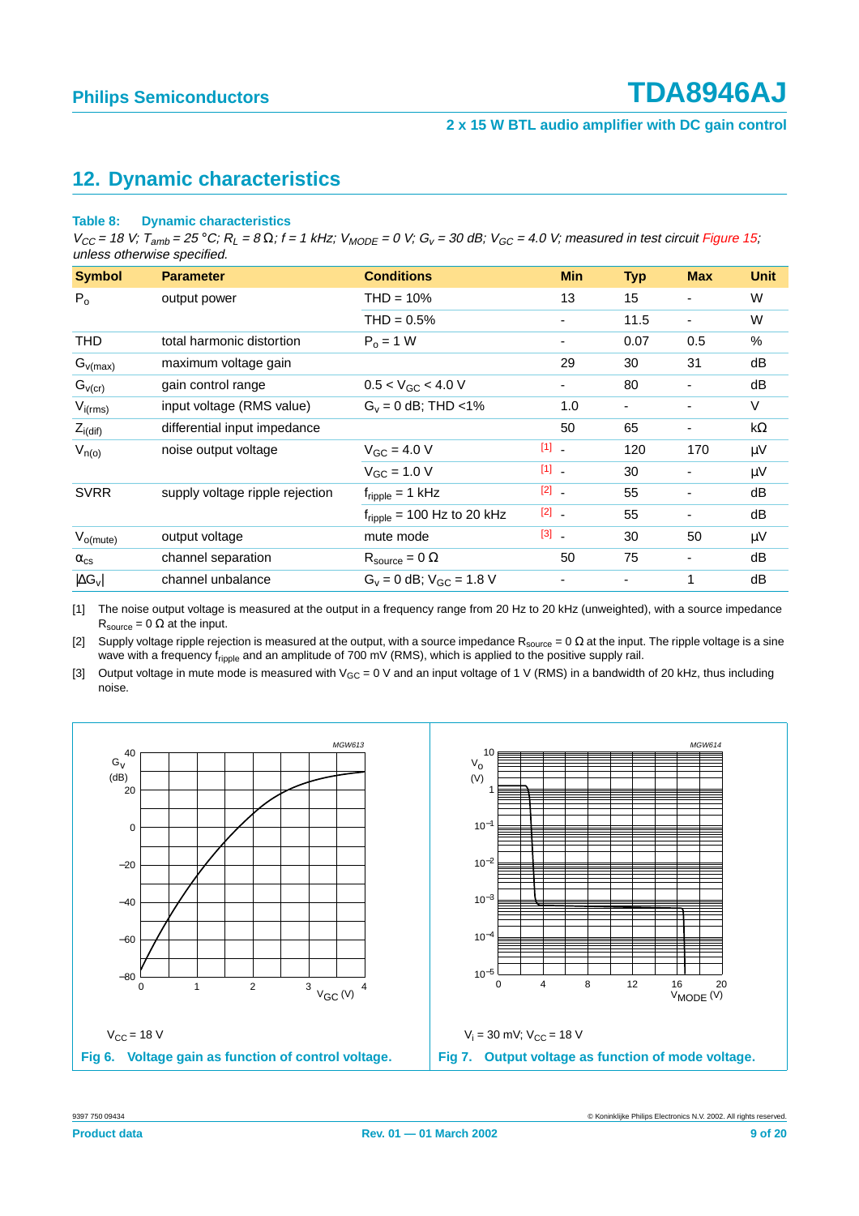## 12. Dynamic characteristics

**Table 8: Dynamic characteristics**

*$V_{CC}$ = 18 V; $T_{amb}$ = 25 °C; $R_L$ = 8 Ω; f = 1 kHz; $V_{MODE}$ = 0 V; $G_v$ = 30 dB; $V_{GC}$ = 4.0 V; measured in test circuit Figure 15; unless otherwise specified.*

| Symbol | Parameter | Conditions | | Min | Typ | Max | Unit |
|---|---|---|---|---|---|---|---|
| $P_o$ | output power | THD = 10% | | 13 | 15 | - | W |
| | | THD = 0.5% | | - | 11.5 | - | W |
| THD | total harmonic distortion | $P_o$ = 1 W | | - | 0.07 | 0.5 | % |
| $G_{v(max)}$ | maximum voltage gain | | | 29 | 30 | 31 | dB |
| $G_{v(cr)}$ | gain control range | 0.5 < $V_{GC}$ < 4.0 V | | - | 80 | - | dB |
| $V_{i(rms)}$ | input voltage (RMS value) | $G_v$ = 0 dB; THD <1% | | 1.0 | - | - | V |
| $Z_{i(dif)}$ | differential input impedance | | | 50 | 65 | - | kΩ |
| $V_{n(o)}$ | noise output voltage | $V_{GC}$ = 4.0 V | [1] | - | 120 | 170 | μV |
| | | $V_{GC}$ = 1.0 V | [1] | - | 30 | - | μV |
| SVRR | supply voltage ripple rejection | $f_{ripple}$ = 1 kHz | [2] | - | 55 | - | dB |
| | | $f_{ripple}$ = 100 Hz to 20 kHz | [2] | - | 55 | - | dB |
| $V_{o(mute)}$ | output voltage | mute mode | [3] | - | 30 | 50 | μV |
| $\alpha_{cs}$ | channel separation | $R_{source}$ = 0 Ω | | 50 | 75 | - | dB |
| $\lvert\Delta G_v\rvert$ | channel unbalance | $G_v$ = 0 dB; $V_{GC}$ = 1.8 V | | - | - | 1 | dB |

[1] The noise output voltage is measured at the output in a frequency range from 20 Hz to 20 kHz (unweighted), with a source impedance $R_{source}$ = 0 Ω at the input.

[2] Supply voltage ripple rejection is measured at the output, with a source impedance $R_{source}$ = 0 Ω at the input. The ripple voltage is a sine wave with a frequency $f_{ripple}$ and an amplitude of 700 mV (RMS), which is applied to the positive supply rail.

[3] Output voltage in mute mode is measured with $V_{GC}$ = 0 V and an input voltage of 1 V (RMS) in a bandwidth of 20 kHz, thus including noise.

$V_{CC}$ = 18 V

**Fig 6. Voltage gain as function of control voltage.**

$V_i$ = 30 mV; $V_{CC}$ = 18 V

**Fig 7. Output voltage as function of mode voltage.**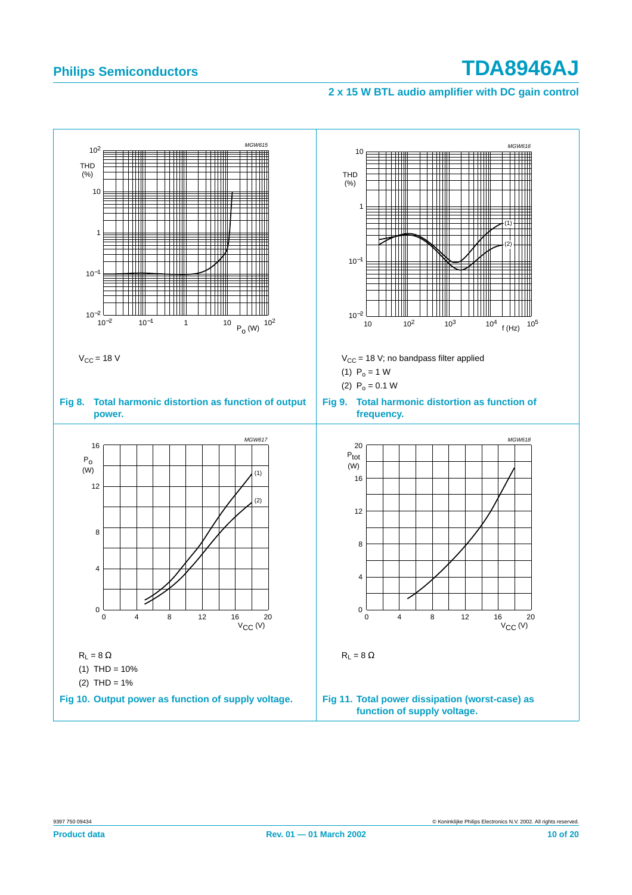$V_{CC}$ = 18 V

**Fig 8. Total harmonic distortion as function of output power.**

$V_{CC}$ = 18 V; no bandpass filter applied

(1) $P_o$ = 1 W

(2) $P_o$ = 0.1 W

**Fig 9. Total harmonic distortion as function of frequency.**

$R_L$ = 8 Ω

(1) THD = 10%

(2) THD = 1%

**Fig 10. Output power as function of supply voltage.**

$R_L$ = 8 Ω

**Fig 11. Total power dissipation (worst-case) as function of supply voltage.**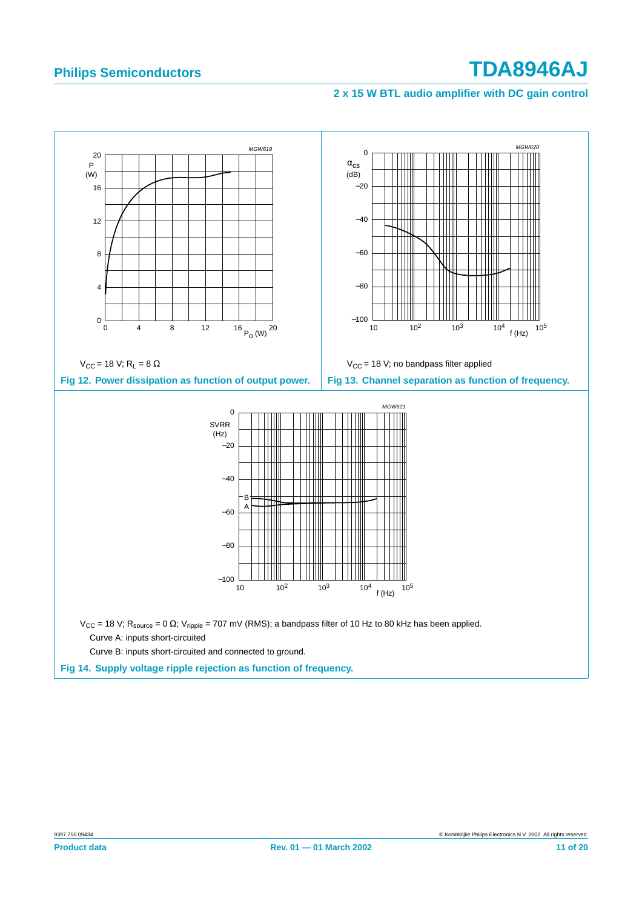$V_{CC}$ = 18 V; $R_L$ = 8 Ω

**Fig 12. Power dissipation as function of output power.**

$V_{CC}$ = 18 V; no bandpass filter applied

**Fig 13. Channel separation as function of frequency.**

$V_{CC}$ = 18 V; $R_{source}$ = 0 Ω; $V_{ripple}$ = 707 mV (RMS); a bandpass filter of 10 Hz to 80 kHz has been applied.

Curve A: inputs short-circuited

Curve B: inputs short-circuited and connected to ground.

**Fig 14. Supply voltage ripple rejection as function of frequency.**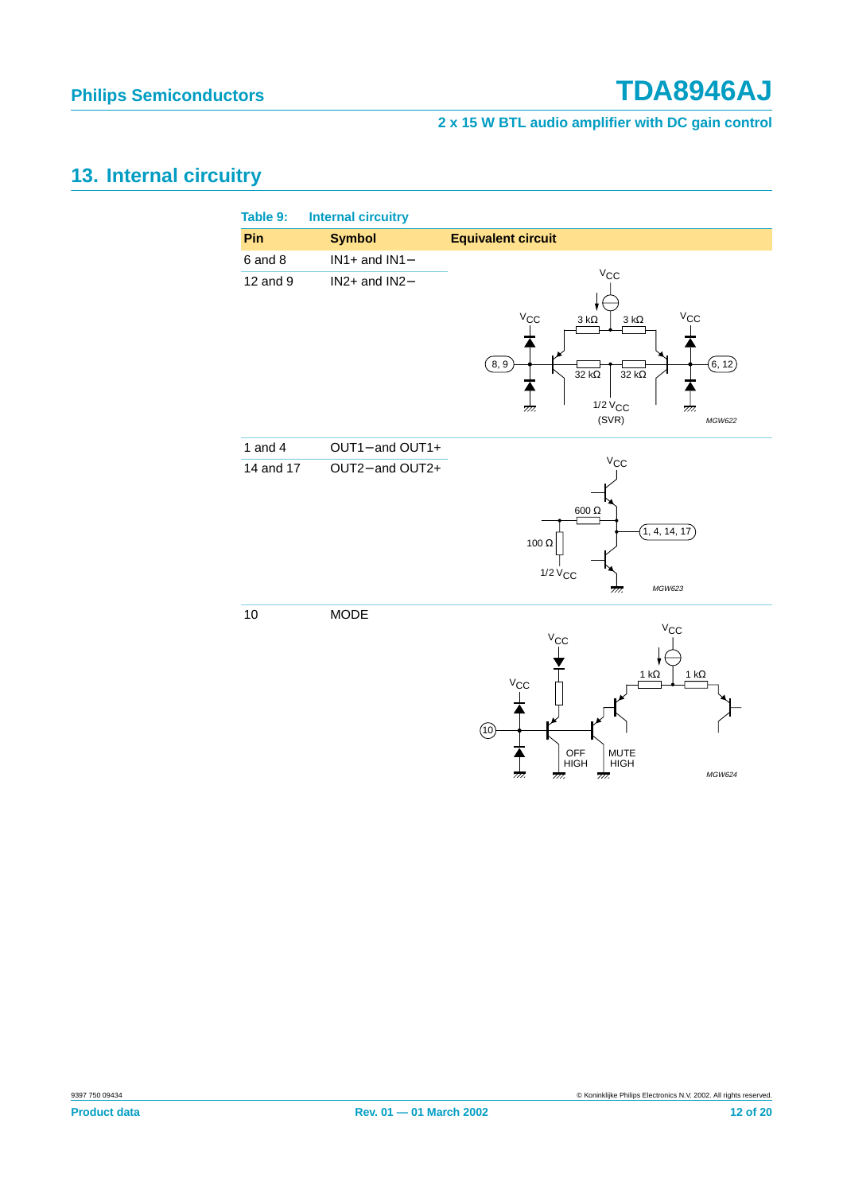## 13. Internal circuitry

**Table 9: Internal circuitry**

| Pin | Symbol | Equivalent circuit |
|---|---|---|
| 6 and 8 | IN1+ and IN1− | |
| 12 and 9 | IN2+ and IN2− | MGW622 |
| 1 and 4 | OUT1−and OUT1+ | |
| 14 and 17 | OUT2−and OUT2+ | MGW623 |
| 10 | MODE | MGW624 |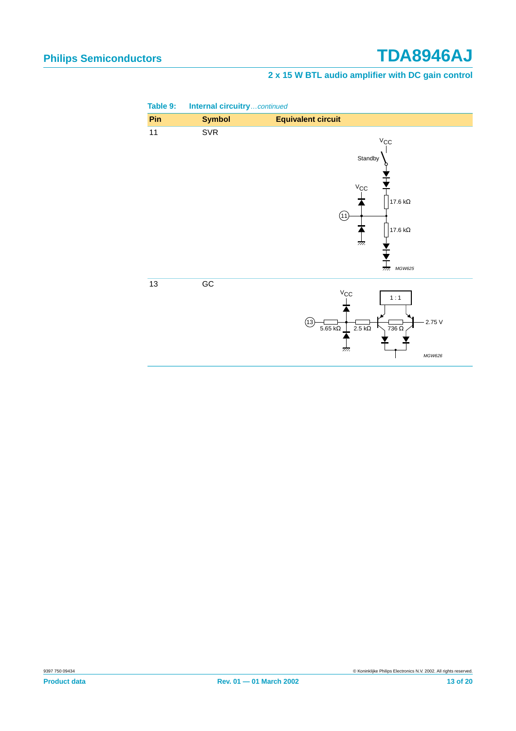**Table 9: Internal circuitry**...*continued*

| Pin | Symbol | Equivalent circuit |
|---|---|---|
| 11 | SVR | $V_{CC}$, Standby, $V_{CC}$, 11, 17.6 kΩ, 17.6 kΩ, MGW625 |
| 13 | GC | $V_{CC}$, 1 : 1, 13, 5.65 kΩ, 2.5 kΩ, 736 Ω, 2.75 V, MGW626 |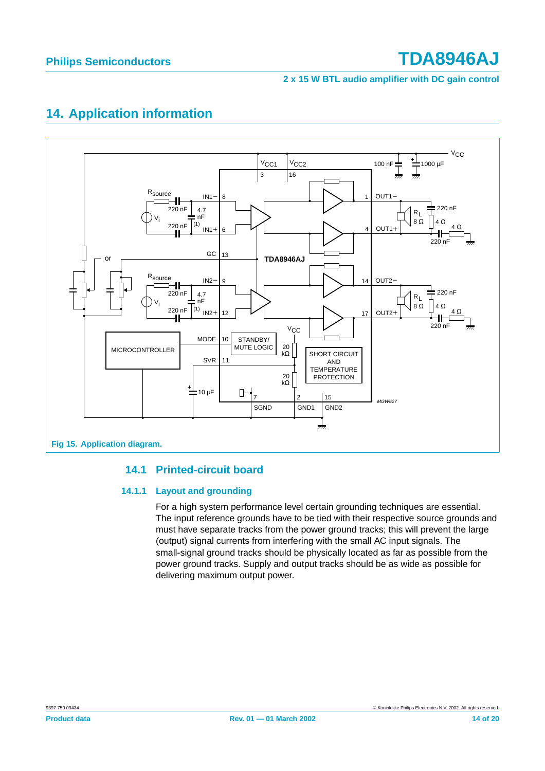# 14. Application information

Fig 15. Application diagram.

## 14.1 Printed-circuit board

### 14.1.1 Layout and grounding

For a high system performance level certain grounding techniques are essential. The input reference grounds have to be tied with their respective source grounds and must have separate tracks from the power ground tracks; this will prevent the large (output) signal currents from interfering with the small AC input signals. The small-signal ground tracks should be physically located as far as possible from the power ground tracks. Supply and output tracks should be as wide as possible for delivering maximum output power.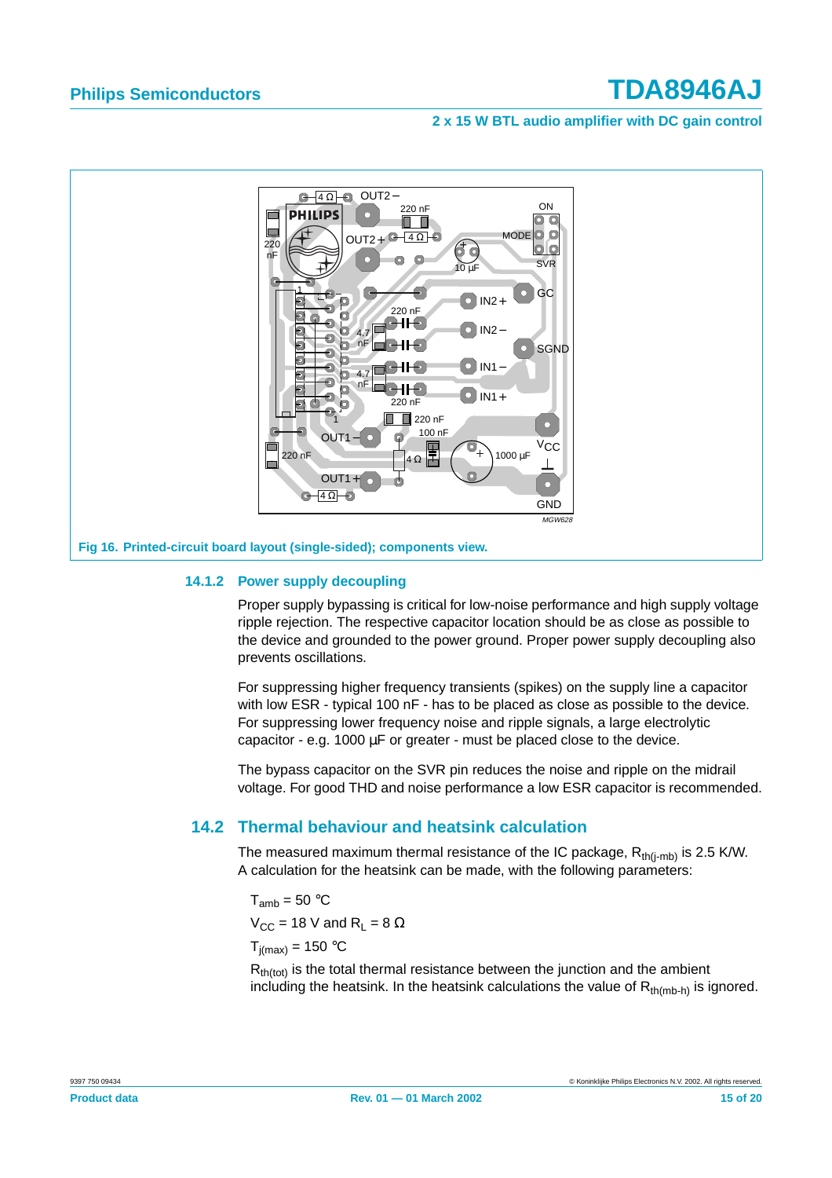Fig 16. Printed-circuit board layout (single-sided); components view.

### 14.1.2 Power supply decoupling

Proper supply bypassing is critical for low-noise performance and high supply voltage ripple rejection. The respective capacitor location should be as close as possible to the device and grounded to the power ground. Proper power supply decoupling also prevents oscillations.

For suppressing higher frequency transients (spikes) on the supply line a capacitor with low ESR - typical 100 nF - has to be placed as close as possible to the device. For suppressing lower frequency noise and ripple signals, a large electrolytic capacitor - e.g. 1000 µF or greater - must be placed close to the device.

The bypass capacitor on the SVR pin reduces the noise and ripple on the midrail voltage. For good THD and noise performance a low ESR capacitor is recommended.

## 14.2 Thermal behaviour and heatsink calculation

The measured maximum thermal resistance of the IC package, $R_{th(j-mb)}$ is 2.5 K/W. A calculation for the heatsink can be made, with the following parameters:

$T_{amb}$ = 50 °C

$V_{CC}$ = 18 V and $R_L$ = 8 Ω

$T_{j(max)}$ = 150 °C

$R_{th(tot)}$ is the total thermal resistance between the junction and the ambient including the heatsink. In the heatsink calculations the value of $R_{th(mb-h)}$ is ignored.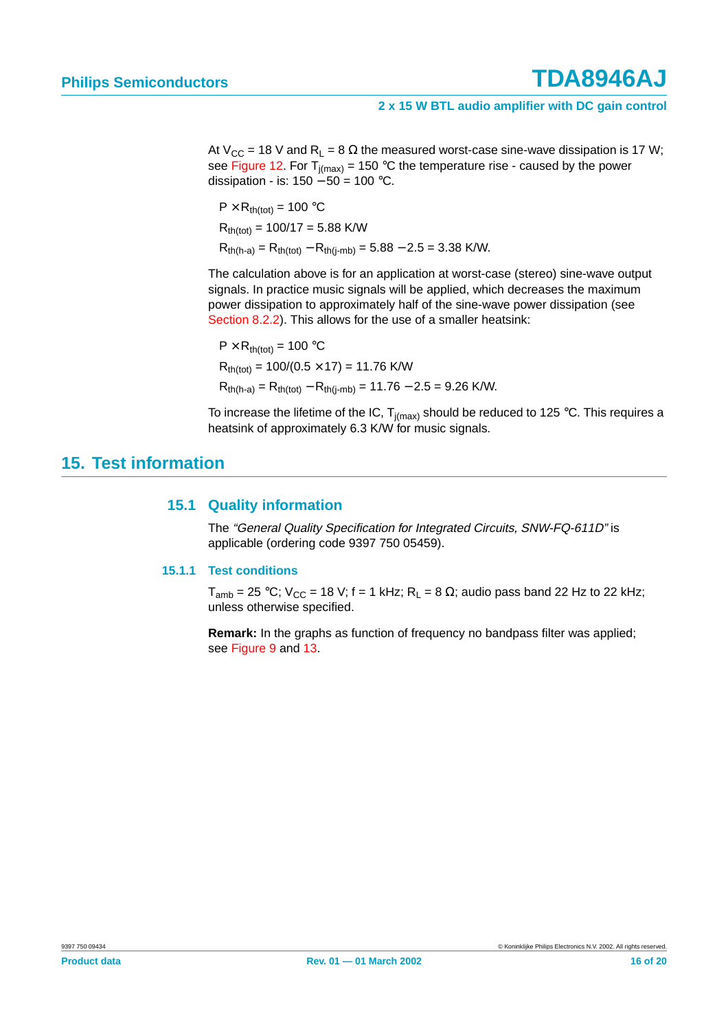At $V_{CC}$ = 18 V and $R_L$ = 8 Ω the measured worst-case sine-wave dissipation is 17 W; see Figure 12. For $T_{j(max)}$ = 150 °C the temperature rise - caused by the power dissipation - is: 150 − 50 = 100 °C.

$P \times R_{th(tot)} = 100$ °C

$R_{th(tot)} = 100/17 = 5.88$ K/W

$R_{th(h\text{-}a)} = R_{th(tot)} - R_{th(j\text{-}mb)} = 5.88 - 2.5 = 3.38$ K/W.

The calculation above is for an application at worst-case (stereo) sine-wave output signals. In practice music signals will be applied, which decreases the maximum power dissipation to approximately half of the sine-wave power dissipation (see Section 8.2.2). This allows for the use of a smaller heatsink:

$P \times R_{th(tot)} = 100$ °C

$R_{th(tot)} = 100/(0.5 \times 17) = 11.76$ K/W

$R_{th(h\text{-}a)} = R_{th(tot)} - R_{th(j\text{-}mb)} = 11.76 - 2.5 = 9.26$ K/W.

To increase the lifetime of the IC, $T_{j(max)}$ should be reduced to 125 °C. This requires a heatsink of approximately 6.3 K/W for music signals.

# 15. Test information

## 15.1 Quality information

The *“General Quality Specification for Integrated Circuits, SNW-FQ-611D”* is applicable (ordering code 9397 750 05459).

### 15.1.1 Test conditions

$T_{amb}$ = 25 °C; $V_{CC}$ = 18 V; f = 1 kHz; $R_L$ = 8 Ω; audio pass band 22 Hz to 22 kHz; unless otherwise specified.

**Remark:** In the graphs as function of frequency no bandpass filter was applied; see Figure 9 and 13.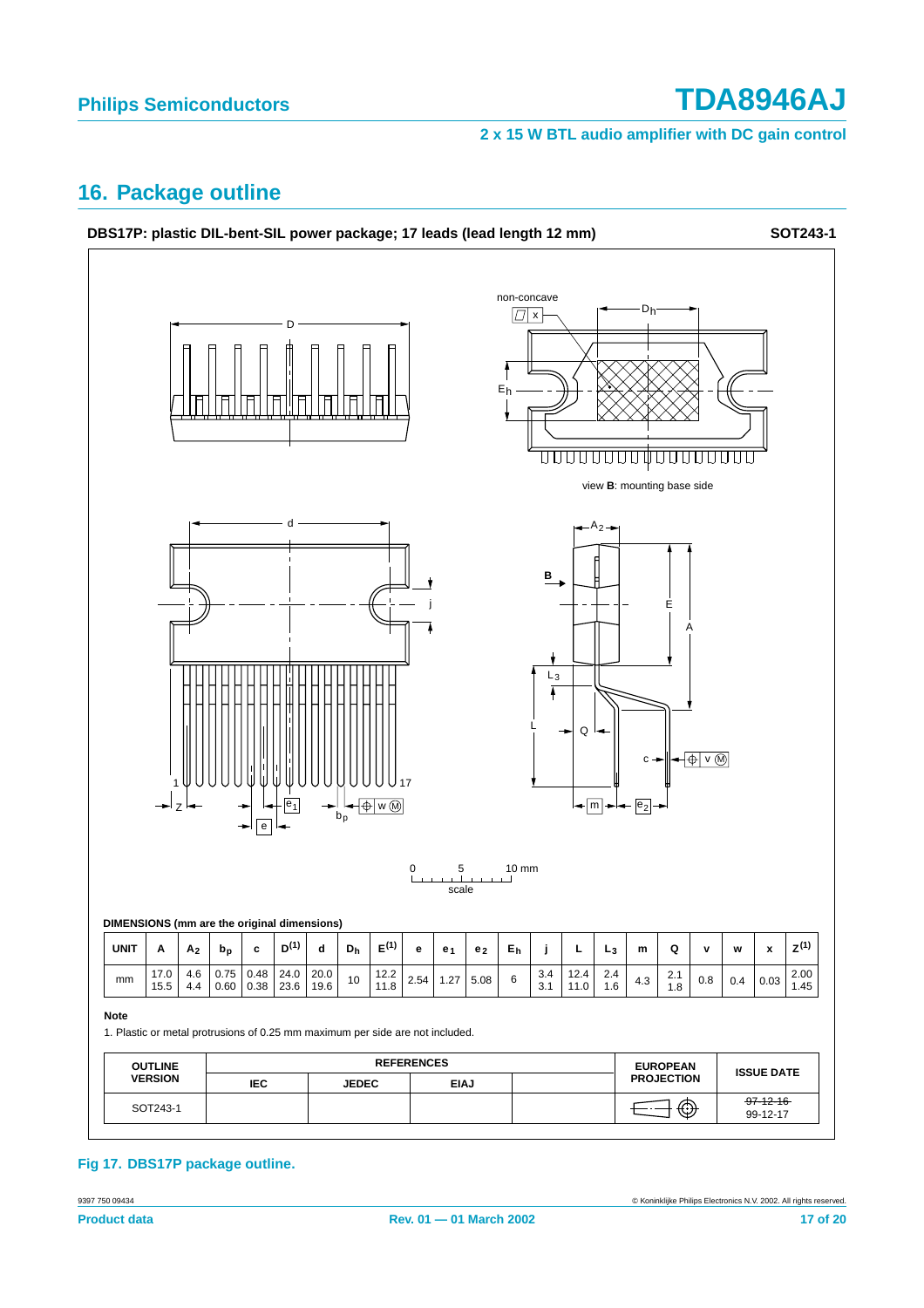## 16. Package outline

**DBS17P: plastic DIL-bent-SIL power package; 17 leads (lead length 12 mm)** **SOT243-1**

non-concave

view **B**: mounting base side

0 5 10 mm
scale

**DIMENSIONS (mm are the original dimensions)**

| UNIT | A | $A_2$ | $b_p$ | c | $D^{(1)}$ | d | $D_h$ | $E^{(1)}$ | e | $e_1$ | $e_2$ | $E_h$ | j | L | $L_3$ | m | Q | v | w | x | $Z^{(1)}$ |
|---|---|---|---|---|---|---|---|---|---|---|---|---|---|---|---|---|---|---|---|---|---|
| mm | 17.0<br>15.5 | 4.6<br>4.4 | 0.75<br>0.60 | 0.48<br>0.38 | 24.0<br>23.6 | 20.0<br>19.6 | 10 | 12.2<br>11.8 | 2.54 | 1.27 | 5.08 | 6 | 3.4<br>3.1 | 12.4<br>11.0 | 2.4<br>1.6 | 4.3 | 2.1<br>1.8 | 0.8 | 0.4 | 0.03 | 2.00<br>1.45 |

**Note**

1. Plastic or metal protrusions of 0.25 mm maximum per side are not included.

| OUTLINE VERSION | REFERENCES | | | | EUROPEAN PROJECTION | ISSUE DATE |
|---|---|---|---|---|---|---|
| | IEC | JEDEC | EIAJ | | | |
| SOT243-1 | | | | | | ~~97-12-16~~<br>99-12-17 |

**Fig 17. DBS17P package outline.**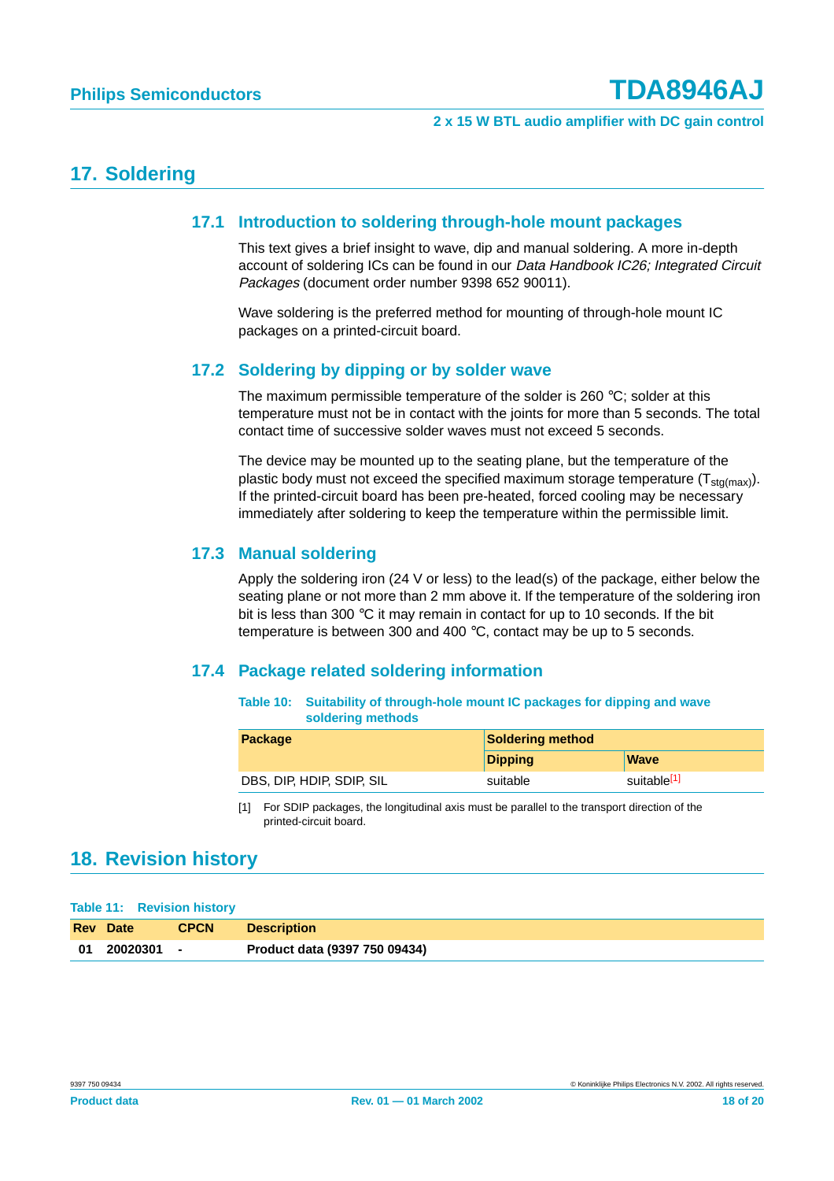## 17. Soldering

### 17.1 Introduction to soldering through-hole mount packages

This text gives a brief insight to wave, dip and manual soldering. A more in-depth account of soldering ICs can be found in our *Data Handbook IC26; Integrated Circuit Packages* (document order number 9398 652 90011).

Wave soldering is the preferred method for mounting of through-hole mount IC packages on a printed-circuit board.

### 17.2 Soldering by dipping or by solder wave

The maximum permissible temperature of the solder is 260 °C; solder at this temperature must not be in contact with the joints for more than 5 seconds. The total contact time of successive solder waves must not exceed 5 seconds.

The device may be mounted up to the seating plane, but the temperature of the plastic body must not exceed the specified maximum storage temperature ($T_{stg(max)}$). If the printed-circuit board has been pre-heated, forced cooling may be necessary immediately after soldering to keep the temperature within the permissible limit.

### 17.3 Manual soldering

Apply the soldering iron (24 V or less) to the lead(s) of the package, either below the seating plane or not more than 2 mm above it. If the temperature of the soldering iron bit is less than 300 °C it may remain in contact for up to 10 seconds. If the bit temperature is between 300 and 400 °C, contact may be up to 5 seconds.

### 17.4 Package related soldering information

**Table 10: Suitability of through-hole mount IC packages for dipping and wave soldering methods**

| Package | Soldering method | |
|---|---|---|
| | Dipping | Wave |
| DBS, DIP, HDIP, SDIP, SIL | suitable | suitable[1] |

[1] For SDIP packages, the longitudinal axis must be parallel to the transport direction of the printed-circuit board.

## 18. Revision history

**Table 11: Revision history**

| Rev | Date | CPCN | Description |
|---|---|---|---|
| 01 | 20020301 | - | Product data (9397 750 09434) |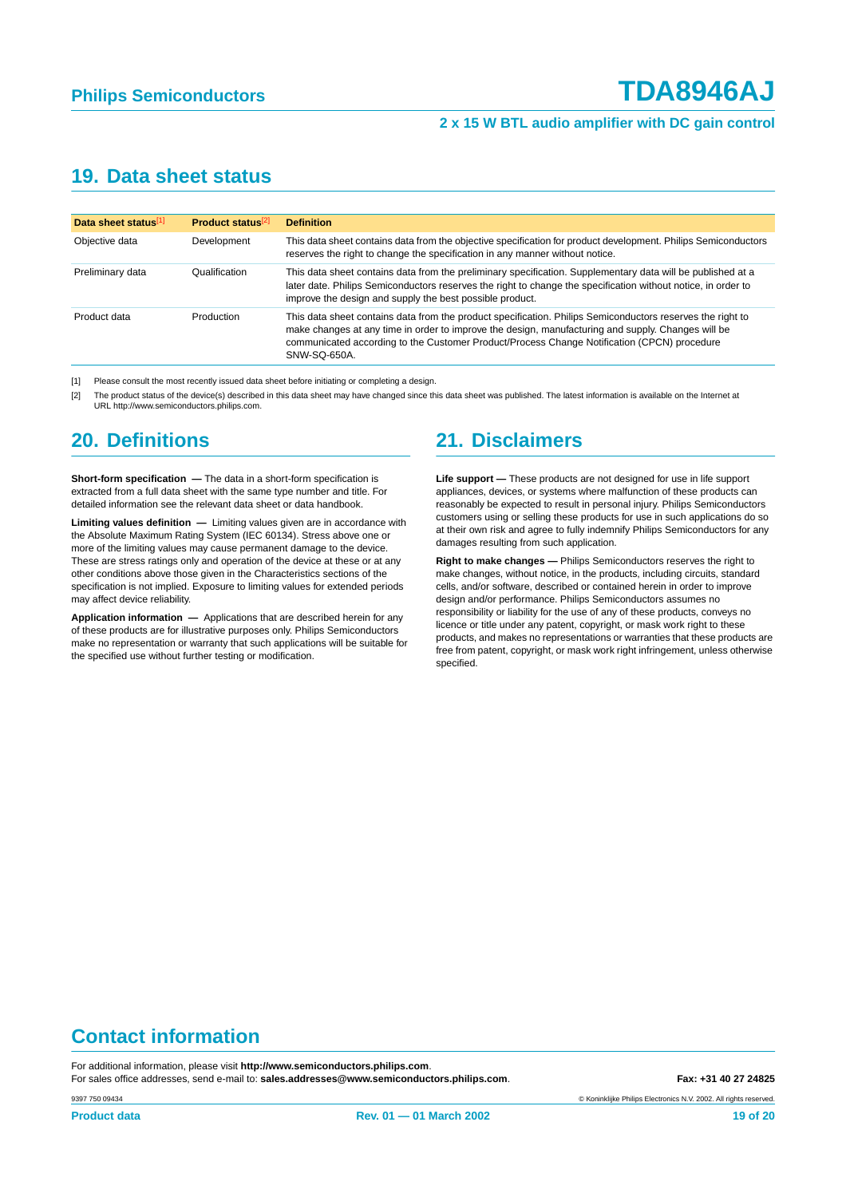# 19. Data sheet status

| Data sheet status[1] | Product status[2] | Definition |
|---|---|---|
| Objective data | Development | This data sheet contains data from the objective specification for product development. Philips Semiconductors reserves the right to change the specification in any manner without notice. |
| Preliminary data | Qualification | This data sheet contains data from the preliminary specification. Supplementary data will be published at a later date. Philips Semiconductors reserves the right to change the specification without notice, in order to improve the design and supply the best possible product. |
| Product data | Production | This data sheet contains data from the product specification. Philips Semiconductors reserves the right to make changes at any time in order to improve the design, manufacturing and supply. Changes will be communicated according to the Customer Product/Process Change Notification (CPCN) procedure SNW-SQ-650A. |

[1] Please consult the most recently issued data sheet before initiating or completing a design.

[2] The product status of the device(s) described in this data sheet may have changed since this data sheet was published. The latest information is available on the Internet at URL http://www.semiconductors.philips.com.

# 20. Definitions

**Short-form specification —** The data in a short-form specification is extracted from a full data sheet with the same type number and title. For detailed information see the relevant data sheet or data handbook.

**Limiting values definition —** Limiting values given are in accordance with the Absolute Maximum Rating System (IEC 60134). Stress above one or more of the limiting values may cause permanent damage to the device. These are stress ratings only and operation of the device at these or at any other conditions above those given in the Characteristics sections of the specification is not implied. Exposure to limiting values for extended periods may affect device reliability.

**Application information —** Applications that are described herein for any of these products are for illustrative purposes only. Philips Semiconductors make no representation or warranty that such applications will be suitable for the specified use without further testing or modification.

# 21. Disclaimers

**Life support —** These products are not designed for use in life support appliances, devices, or systems where malfunction of these products can reasonably be expected to result in personal injury. Philips Semiconductors customers using or selling these products for use in such applications do so at their own risk and agree to fully indemnify Philips Semiconductors for any damages resulting from such application.

**Right to make changes —** Philips Semiconductors reserves the right to make changes, without notice, in the products, including circuits, standard cells, and/or software, described or contained herein in order to improve design and/or performance. Philips Semiconductors assumes no responsibility or liability for the use of any of these products, conveys no licence or title under any patent, copyright, or mask work right to these products, and makes no representations or warranties that these products are free from patent, copyright, or mask work right infringement, unless otherwise specified.

# Contact information

For additional information, please visit **http://www.semiconductors.philips.com**.

For sales office addresses, send e-mail to: **sales.addresses@www.semiconductors.philips.com**.

**Fax: +31 40 27 24825**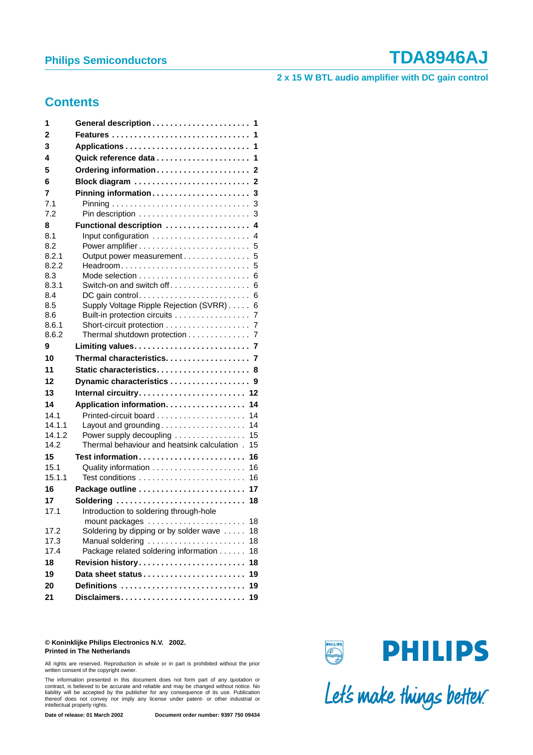## Contents

| | | |
|---|---|---|
| **1** | **General description** | **1** |
| **2** | **Features** | **1** |
| **3** | **Applications** | **1** |
| **4** | **Quick reference data** | **1** |
| **5** | **Ordering information** | **2** |
| **6** | **Block diagram** | **2** |
| **7** | **Pinning information** | **3** |
| 7.1 | Pinning | 3 |
| 7.2 | Pin description | 3 |
| **8** | **Functional description** | **4** |
| 8.1 | Input configuration | 4 |
| 8.2 | Power amplifier | 5 |
| 8.2.1 | Output power measurement | 5 |
| 8.2.2 | Headroom | 5 |
| 8.3 | Mode selection | 6 |
| 8.3.1 | Switch-on and switch off | 6 |
| 8.4 | DC gain control | 6 |
| 8.5 | Supply Voltage Ripple Rejection (SVRR) | 6 |
| 8.6 | Built-in protection circuits | 7 |
| 8.6.1 | Short-circuit protection | 7 |
| 8.6.2 | Thermal shutdown protection | 7 |
| **9** | **Limiting values** | **7** |
| **10** | **Thermal characteristics** | **7** |
| **11** | **Static characteristics** | **8** |
| **12** | **Dynamic characteristics** | **9** |
| **13** | **Internal circuitry** | **12** |
| **14** | **Application information** | **14** |
| 14.1 | Printed-circuit board | 14 |
| 14.1.1 | Layout and grounding | 14 |
| 14.1.2 | Power supply decoupling | 15 |
| 14.2 | Thermal behaviour and heatsink calculation | 15 |
| **15** | **Test information** | **16** |
| 15.1 | Quality information | 16 |
| 15.1.1 | Test conditions | 16 |
| **16** | **Package outline** | **17** |
| **17** | **Soldering** | **18** |
| 17.1 | Introduction to soldering through-hole mount packages | 18 |
| 17.2 | Soldering by dipping or by solder wave | 18 |
| 17.3 | Manual soldering | 18 |
| 17.4 | Package related soldering information | 18 |
| **18** | **Revision history** | **18** |
| **19** | **Data sheet status** | **19** |
| **20** | **Definitions** | **19** |
| **21** | **Disclaimers** | **19** |

**© Koninklijke Philips Electronics N.V. 2002.**
**Printed in The Netherlands**

All rights are reserved. Reproduction in whole or in part is prohibited without the prior written consent of the copyright owner.

The information presented in this document does not form part of any quotation or contract, is believed to be accurate and reliable and may be changed without notice. No liability will be accepted by the publisher for any consequence of its use. Publication thereof does not convey nor imply any license under patent- or other industrial or intellectual property rights.

**Date of release: 01 March 2002** **Document order number: 9397 750 09434**

PHILIPS

Let's make things better.